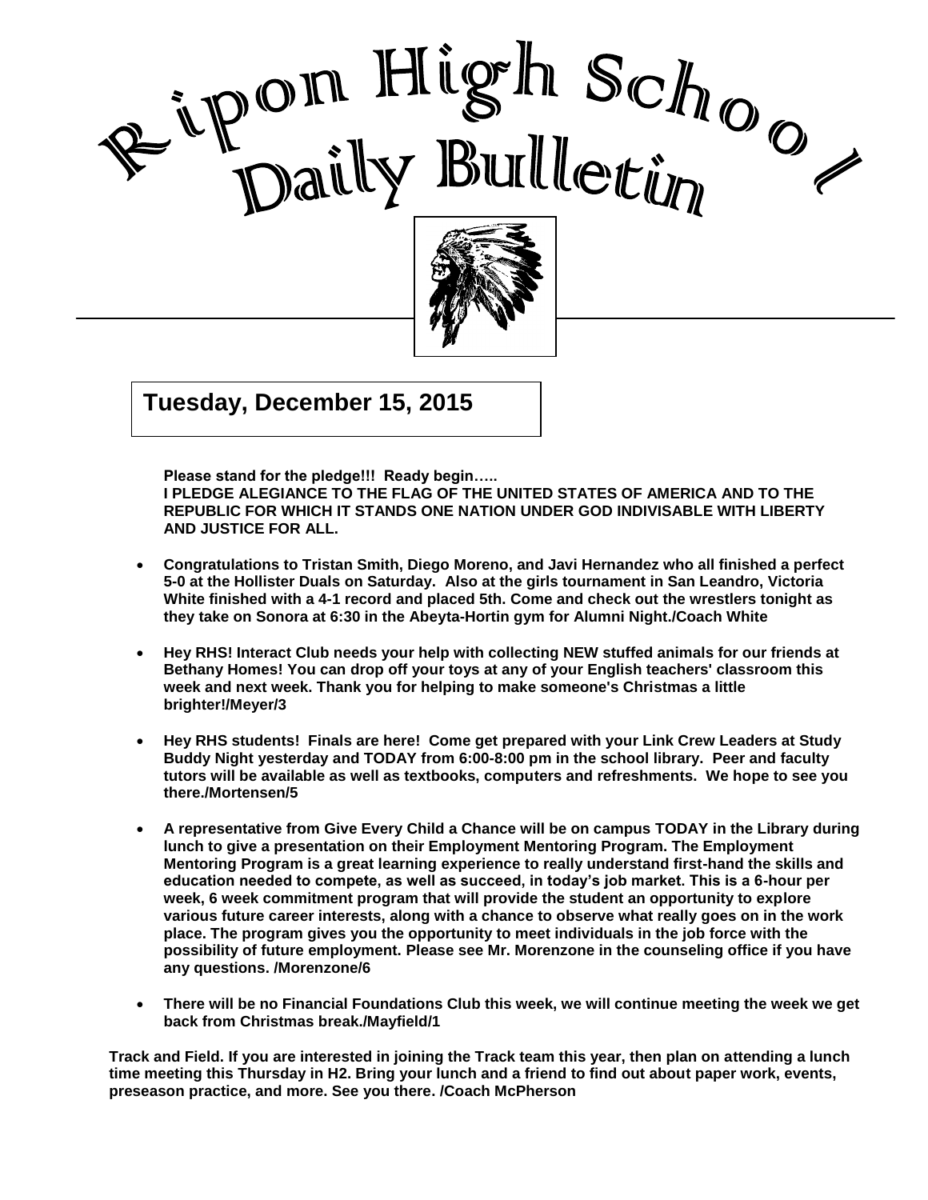# Ripon High School Daily Bulletin

**Tuesday, December 15, 2015**

**Please stand for the pledge!!! Ready begin…..**
**I PLEDGE ALEGIANCE TO THE FLAG OF THE UNITED STATES OF AMERICA AND TO THE REPUBLIC FOR WHICH IT STANDS ONE NATION UNDER GOD INDIVISABLE WITH LIBERTY AND JUSTICE FOR ALL.**

- **Congratulations to Tristan Smith, Diego Moreno, and Javi Hernandez who all finished a perfect 5-0 at the Hollister Duals on Saturday. Also at the girls tournament in San Leandro, Victoria White finished with a 4-1 record and placed 5th. Come and check out the wrestlers tonight as they take on Sonora at 6:30 in the Abeyta-Hortin gym for Alumni Night./Coach White**

- **Hey RHS! Interact Club needs your help with collecting NEW stuffed animals for our friends at Bethany Homes! You can drop off your toys at any of your English teachers' classroom this week and next week. Thank you for helping to make someone's Christmas a little brighter!/Meyer/3**

- **Hey RHS students! Finals are here! Come get prepared with your Link Crew Leaders at Study Buddy Night yesterday and TODAY from 6:00-8:00 pm in the school library. Peer and faculty tutors will be available as well as textbooks, computers and refreshments. We hope to see you there./Mortensen/5**

- **A representative from Give Every Child a Chance will be on campus TODAY in the Library during lunch to give a presentation on their Employment Mentoring Program. The Employment Mentoring Program is a great learning experience to really understand first-hand the skills and education needed to compete, as well as succeed, in today's job market. This is a 6-hour per week, 6 week commitment program that will provide the student an opportunity to explore various future career interests, along with a chance to observe what really goes on in the work place. The program gives you the opportunity to meet individuals in the job force with the possibility of future employment. Please see Mr. Morenzone in the counseling office if you have any questions. /Morenzone/6**

- **There will be no Financial Foundations Club this week, we will continue meeting the week we get back from Christmas break./Mayfield/1**

**Track and Field. If you are interested in joining the Track team this year, then plan on attending a lunch time meeting this Thursday in H2. Bring your lunch and a friend to find out about paper work, events, preseason practice, and more. See you there. /Coach McPherson**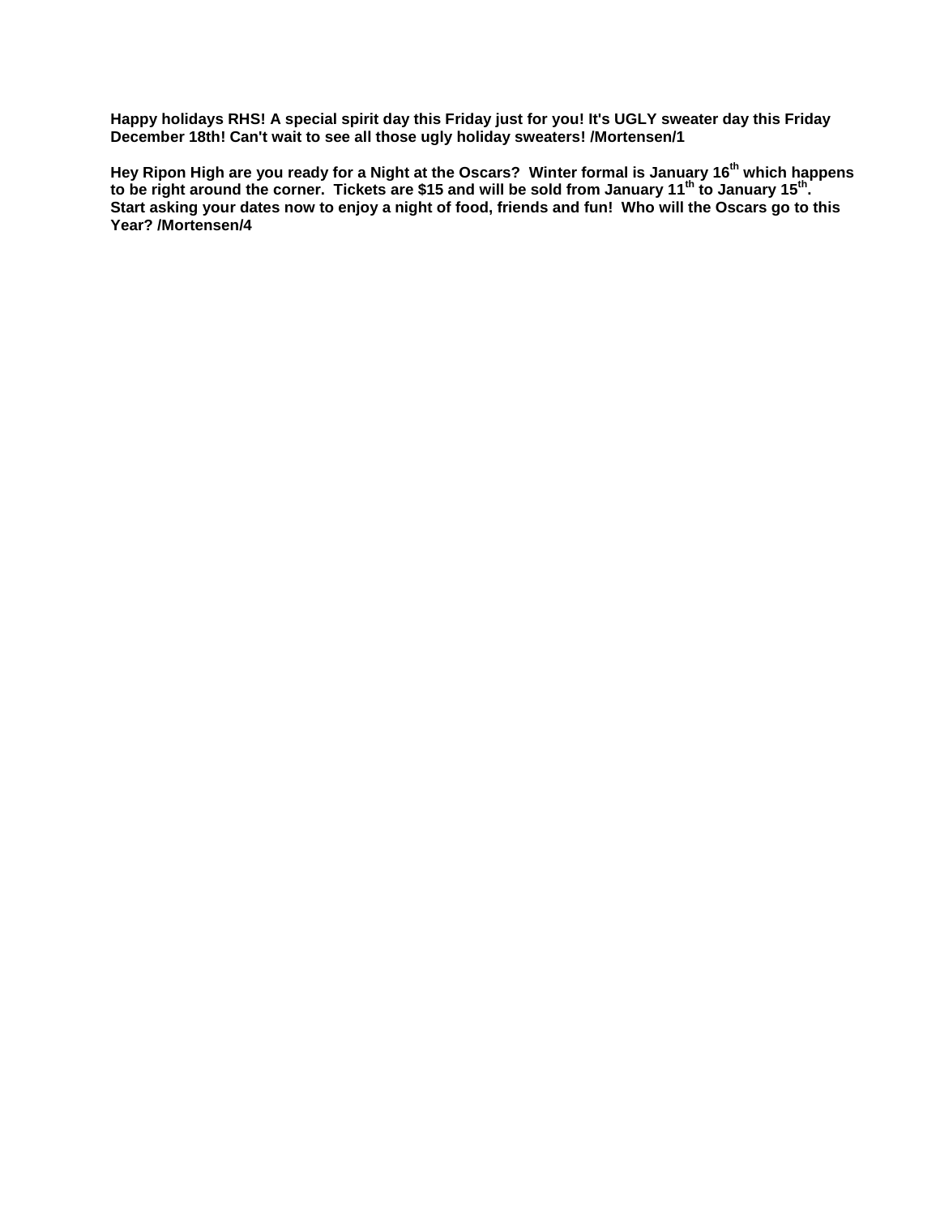**Happy holidays RHS! A special spirit day this Friday just for you! It's UGLY sweater day this Friday December 18th! Can't wait to see all those ugly holiday sweaters! /Mortensen/1**

**Hey Ripon High are you ready for a Night at the Oscars? Winter formal is January 16th which happens to be right around the corner. Tickets are $15 and will be sold from January 11th to January 15th. Start asking your dates now to enjoy a night of food, friends and fun! Who will the Oscars go to this Year? /Mortensen/4**